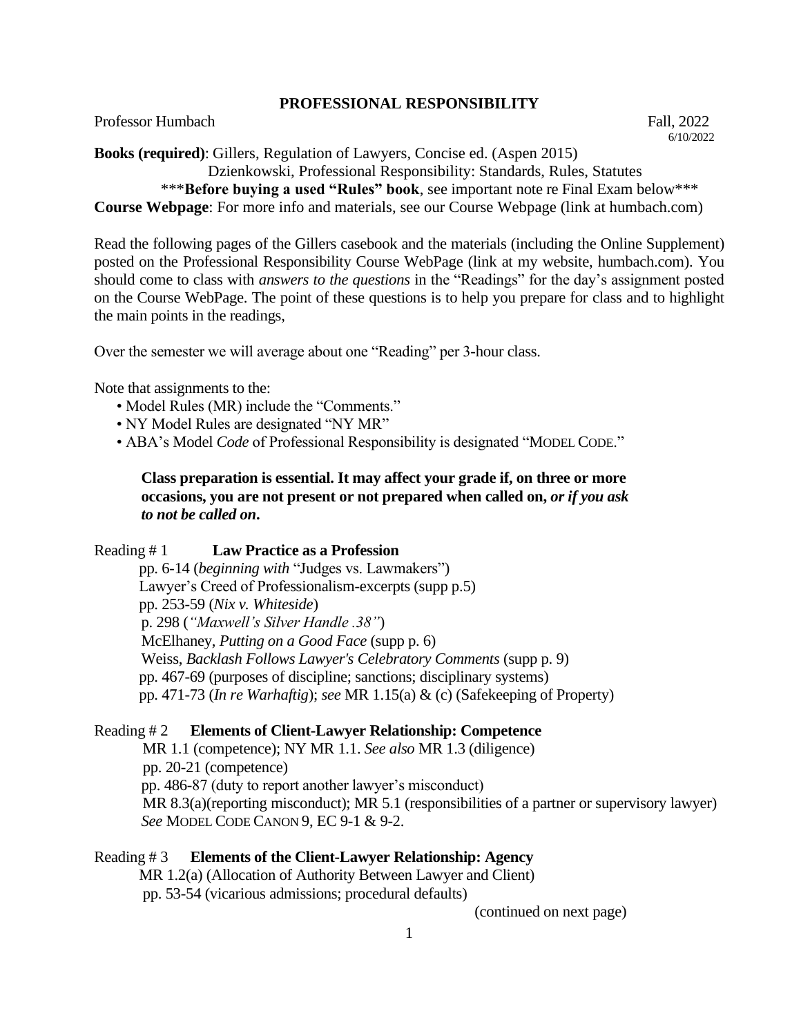# PROFESSIONAL RESPONSIBILITY

Professor Humbach — Fall, 2022

6/10/2022

**Books (required)**: Gillers, Regulation of Lawyers, Concise ed. (Aspen 2015)
Dzienkowski, Professional Responsibility: Standards, Rules, Statutes

***__Before buying a used "Rules" book__, see important note re Final Exam below***

**Course Webpage**: For more info and materials, see our Course Webpage (link at humbach.com)

Read the following pages of the Gillers casebook and the materials (including the Online Supplement) posted on the Professional Responsibility Course WebPage (link at my website, humbach.com). You should come to class with *answers to the questions* in the "Readings" for the day's assignment posted on the Course WebPage. The point of these questions is to help you prepare for class and to highlight the main points in the readings,

Over the semester we will average about one "Reading" per 3-hour class.

Note that assignments to the:

- Model Rules (MR) include the "Comments."
- NY Model Rules are designated "NY MR"
- ABA's Model *Code* of Professional Responsibility is designated "MODEL CODE."

> **Class preparation is essential. It may affect your grade if, on three or more occasions, you are not present or not prepared when called on, *or if you ask to not be called on*.**

Reading # 1 **Law Practice as a Profession**

- pp. 6-14 (*beginning with* "Judges vs. Lawmakers")
- Lawyer's Creed of Professionalism-excerpts (supp p.5)
- pp. 253-59 (*Nix v. Whiteside*)
- p. 298 (*"Maxwell's Silver Handle .38"*)
- McElhaney, *Putting on a Good Face* (supp p. 6)
- Weiss, *Backlash Follows Lawyer's Celebratory Comments* (supp p. 9)
- pp. 467-69 (purposes of discipline; sanctions; disciplinary systems)
- pp. 471-73 (*In re Warhaftig*); *see* MR 1.15(a) & (c) (Safekeeping of Property)

Reading # 2 **Elements of Client-Lawyer Relationship: Competence**

- MR 1.1 (competence); NY MR 1.1. *See also* MR 1.3 (diligence)
- pp. 20-21 (competence)
- pp. 486-87 (duty to report another lawyer's misconduct)
- MR 8.3(a)(reporting misconduct); MR 5.1 (responsibilities of a partner or supervisory lawyer)
- *See* MODEL CODE CANON 9, EC 9-1 & 9-2.

Reading # 3 **Elements of the Client-Lawyer Relationship: Agency**

- MR 1.2(a) (Allocation of Authority Between Lawyer and Client)
- pp. 53-54 (vicarious admissions; procedural defaults)

(continued on next page)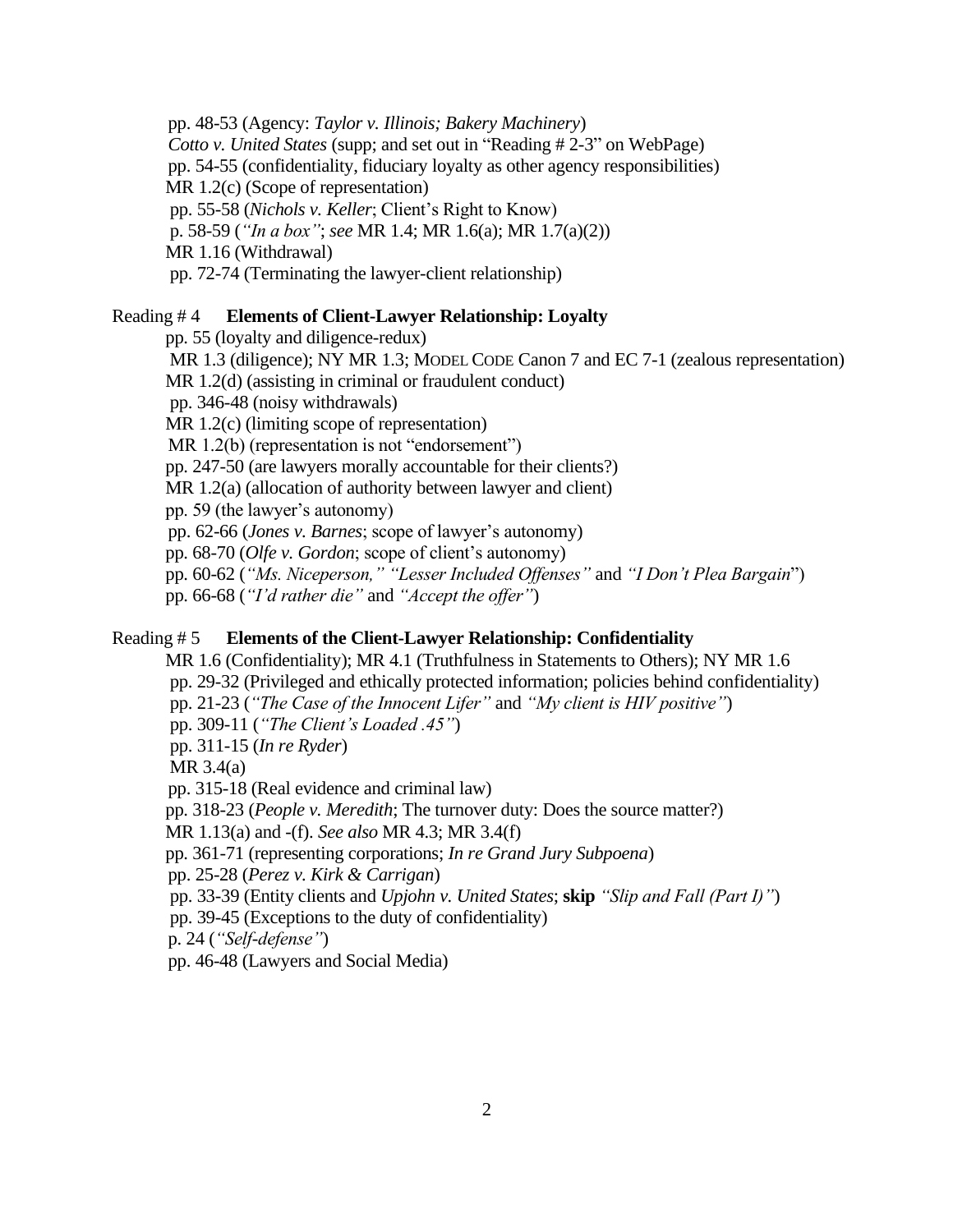pp. 48-53 (Agency: *Taylor v. Illinois; Bakery Machinery*)
*Cotto v. United States* (supp; and set out in "Reading # 2-3" on WebPage)
pp. 54-55 (confidentiality, fiduciary loyalty as other agency responsibilities)
MR 1.2(c) (Scope of representation)
pp. 55-58 (*Nichols v. Keller*; Client's Right to Know)
p. 58-59 (*"In a box"*; *see* MR 1.4; MR 1.6(a); MR 1.7(a)(2))
MR 1.16 (Withdrawal)
pp. 72-74 (Terminating the lawyer-client relationship)

Reading # 4 **Elements of Client-Lawyer Relationship: Loyalty**

pp. 55 (loyalty and diligence-redux)
MR 1.3 (diligence); NY MR 1.3; MODEL CODE Canon 7 and EC 7-1 (zealous representation)
MR 1.2(d) (assisting in criminal or fraudulent conduct)
pp. 346-48 (noisy withdrawals)
MR 1.2(c) (limiting scope of representation)
MR 1.2(b) (representation is not "endorsement")
pp. 247-50 (are lawyers morally accountable for their clients?)
MR 1.2(a) (allocation of authority between lawyer and client)
pp. 59 (the lawyer's autonomy)
pp. 62-66 (*Jones v. Barnes*; scope of lawyer's autonomy)
pp. 68-70 (*Olfe v. Gordon*; scope of client's autonomy)
pp. 60-62 (*"Ms. Niceperson," "Lesser Included Offenses"* and *"I Don't Plea Bargain"*)
pp. 66-68 (*"I'd rather die"* and *"Accept the offer"*)

Reading # 5 **Elements of the Client-Lawyer Relationship: Confidentiality**

MR 1.6 (Confidentiality); MR 4.1 (Truthfulness in Statements to Others); NY MR 1.6
pp. 29-32 (Privileged and ethically protected information; policies behind confidentiality)
pp. 21-23 (*"The Case of the Innocent Lifer"* and *"My client is HIV positive"*)
pp. 309-11 (*"The Client's Loaded .45"*)
pp. 311-15 (*In re Ryder*)
MR 3.4(a)
pp. 315-18 (Real evidence and criminal law)
pp. 318-23 (*People v. Meredith*; The turnover duty: Does the source matter?)
MR 1.13(a) and -(f). *See also* MR 4.3; MR 3.4(f)
pp. 361-71 (representing corporations; *In re Grand Jury Subpoena*)
pp. 25-28 (*Perez v. Kirk & Carrigan*)
pp. 33-39 (Entity clients and *Upjohn v. United States*; **skip** *"Slip and Fall (Part I)"*)
pp. 39-45 (Exceptions to the duty of confidentiality)
p. 24 (*"Self-defense"*)
pp. 46-48 (Lawyers and Social Media)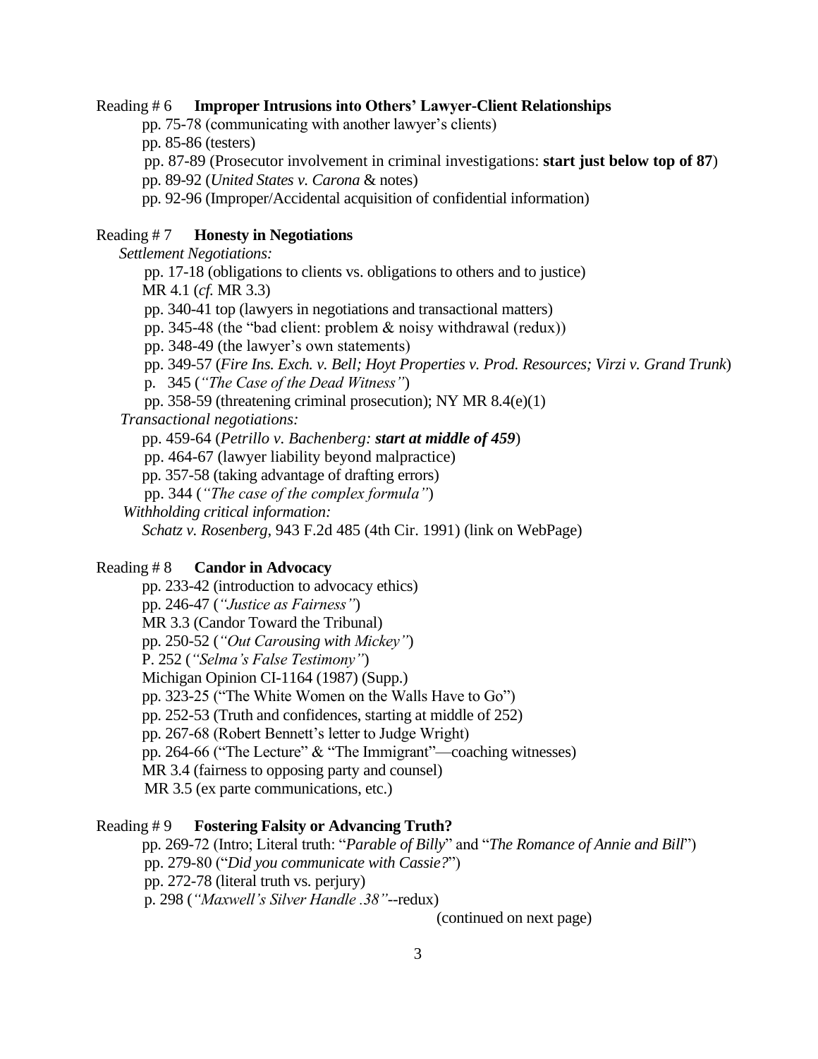Reading # 6 **Improper Intrusions into Others' Lawyer-Client Relationships**

pp. 75-78 (communicating with another lawyer's clients)
pp. 85-86 (testers)
pp. 87-89 (Prosecutor involvement in criminal investigations: **start just below top of 87**)
pp. 89-92 (*United States v. Carona* & notes)
pp. 92-96 (Improper/Accidental acquisition of confidential information)

Reading # 7 **Honesty in Negotiations**

*Settlement Negotiations:*

pp. 17-18 (obligations to clients vs. obligations to others and to justice)
MR 4.1 (*cf.* MR 3.3)
pp. 340-41 top (lawyers in negotiations and transactional matters)
pp. 345-48 (the "bad client: problem & noisy withdrawal (redux))
pp. 348-49 (the lawyer's own statements)
pp. 349-57 (*Fire Ins. Exch. v. Bell; Hoyt Properties v. Prod. Resources; Virzi v. Grand Trunk*)
p. 345 (*"The Case of the Dead Witness"*)
pp. 358-59 (threatening criminal prosecution); NY MR 8.4(e)(1)

*Transactional negotiations:*

pp. 459-64 (*Petrillo v. Bachenberg:* ***start at middle of 459***)
pp. 464-67 (lawyer liability beyond malpractice)
pp. 357-58 (taking advantage of drafting errors)
pp. 344 (*"The case of the complex formula"*)

*Withholding critical information:*

*Schatz v. Rosenberg*, 943 F.2d 485 (4th Cir. 1991) (link on WebPage)

Reading # 8 **Candor in Advocacy**

pp. 233-42 (introduction to advocacy ethics)
pp. 246-47 (*"Justice as Fairness"*)
MR 3.3 (Candor Toward the Tribunal)
pp. 250-52 (*"Out Carousing with Mickey"*)
P. 252 (*"Selma's False Testimony"*)
Michigan Opinion CI-1164 (1987) (Supp.)
pp. 323-25 ("The White Women on the Walls Have to Go")
pp. 252-53 (Truth and confidences, starting at middle of 252)
pp. 267-68 (Robert Bennett's letter to Judge Wright)
pp. 264-66 ("The Lecture" & "The Immigrant"—coaching witnesses)
MR 3.4 (fairness to opposing party and counsel)
MR 3.5 (ex parte communications, etc.)

Reading # 9 **Fostering Falsity or Advancing Truth?**

pp. 269-72 (Intro; Literal truth: "*Parable of Billy*" and "*The Romance of Annie and Bill*")
pp. 279-80 ("*Did you communicate with Cassie?*")
pp. 272-78 (literal truth vs. perjury)
p. 298 (*"Maxwell's Silver Handle .38"*--redux)

(continued on next page)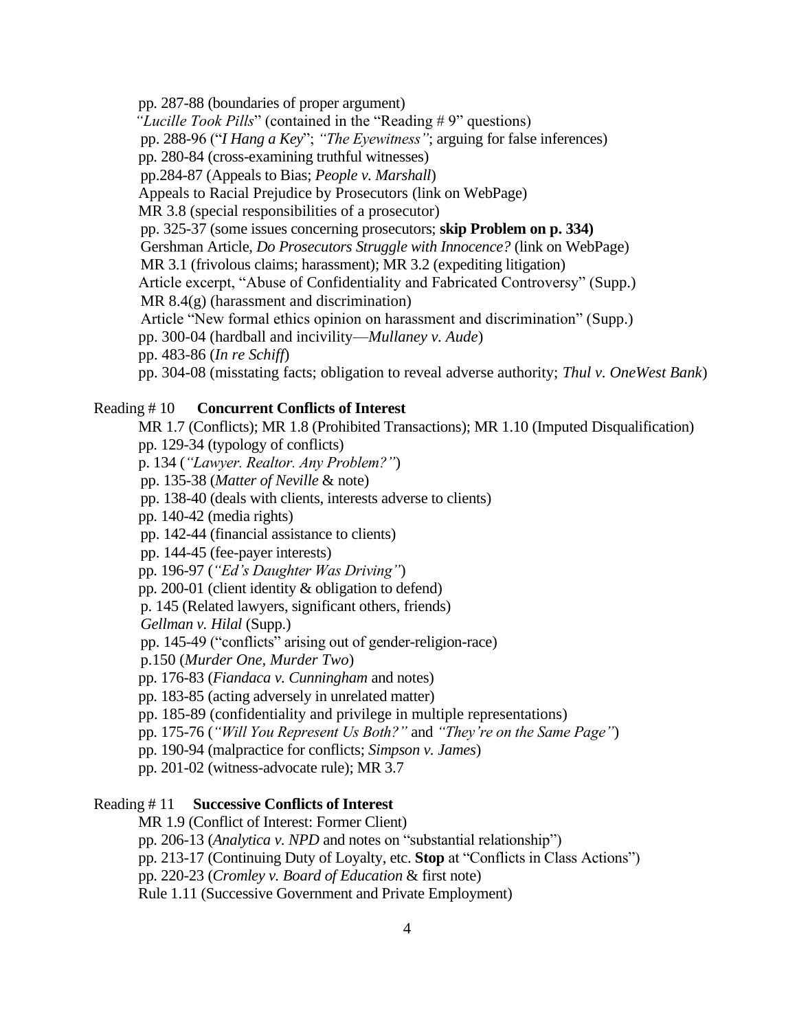pp. 287-88 (boundaries of proper argument)

*"Lucille Took Pills*" (contained in the "Reading # 9" questions)

pp. 288-96 ("*I Hang a Key*"; *"The Eyewitness"*; arguing for false inferences)

pp. 280-84 (cross-examining truthful witnesses)

pp.284-87 (Appeals to Bias; *People v. Marshall*)

Appeals to Racial Prejudice by Prosecutors (link on WebPage)

MR 3.8 (special responsibilities of a prosecutor)

pp. 325-37 (some issues concerning prosecutors; **skip Problem on p. 334)**

Gershman Article, *Do Prosecutors Struggle with Innocence?* (link on WebPage)

MR 3.1 (frivolous claims; harassment); MR 3.2 (expediting litigation)

Article excerpt, "Abuse of Confidentiality and Fabricated Controversy" (Supp.)

MR 8.4(g) (harassment and discrimination)

Article "New formal ethics opinion on harassment and discrimination" (Supp.)

pp. 300-04 (hardball and incivility—*Mullaney v. Aude*)

pp. 483-86 (*In re Schiff*)

pp. 304-08 (misstating facts; obligation to reveal adverse authority; *Thul v. OneWest Bank*)

Reading # 10 **Concurrent Conflicts of Interest**

MR 1.7 (Conflicts); MR 1.8 (Prohibited Transactions); MR 1.10 (Imputed Disqualification)

pp. 129-34 (typology of conflicts)

p. 134 (*"Lawyer. Realtor. Any Problem?"*)

pp. 135-38 (*Matter of Neville* & note)

pp. 138-40 (deals with clients, interests adverse to clients)

pp. 140-42 (media rights)

pp. 142-44 (financial assistance to clients)

pp. 144-45 (fee-payer interests)

pp. 196-97 (*"Ed's Daughter Was Driving"*)

pp. 200-01 (client identity & obligation to defend)

p. 145 (Related lawyers, significant others, friends)

*Gellman v. Hilal* (Supp.)

pp. 145-49 ("conflicts" arising out of gender-religion-race)

p.150 (*Murder One, Murder Two*)

pp. 176-83 (*Fiandaca v. Cunningham* and notes)

pp. 183-85 (acting adversely in unrelated matter)

pp. 185-89 (confidentiality and privilege in multiple representations)

pp. 175-76 (*"Will You Represent Us Both?"* and *"They're on the Same Page"*)

pp. 190-94 (malpractice for conflicts; *Simpson v. James*)

pp. 201-02 (witness-advocate rule); MR 3.7

Reading # 11 **Successive Conflicts of Interest**

MR 1.9 (Conflict of Interest: Former Client)

pp. 206-13 (*Analytica v. NPD* and notes on "substantial relationship")

pp. 213-17 (Continuing Duty of Loyalty, etc. **Stop** at "Conflicts in Class Actions")

pp. 220-23 (*Cromley v. Board of Education* & first note)

Rule 1.11 (Successive Government and Private Employment)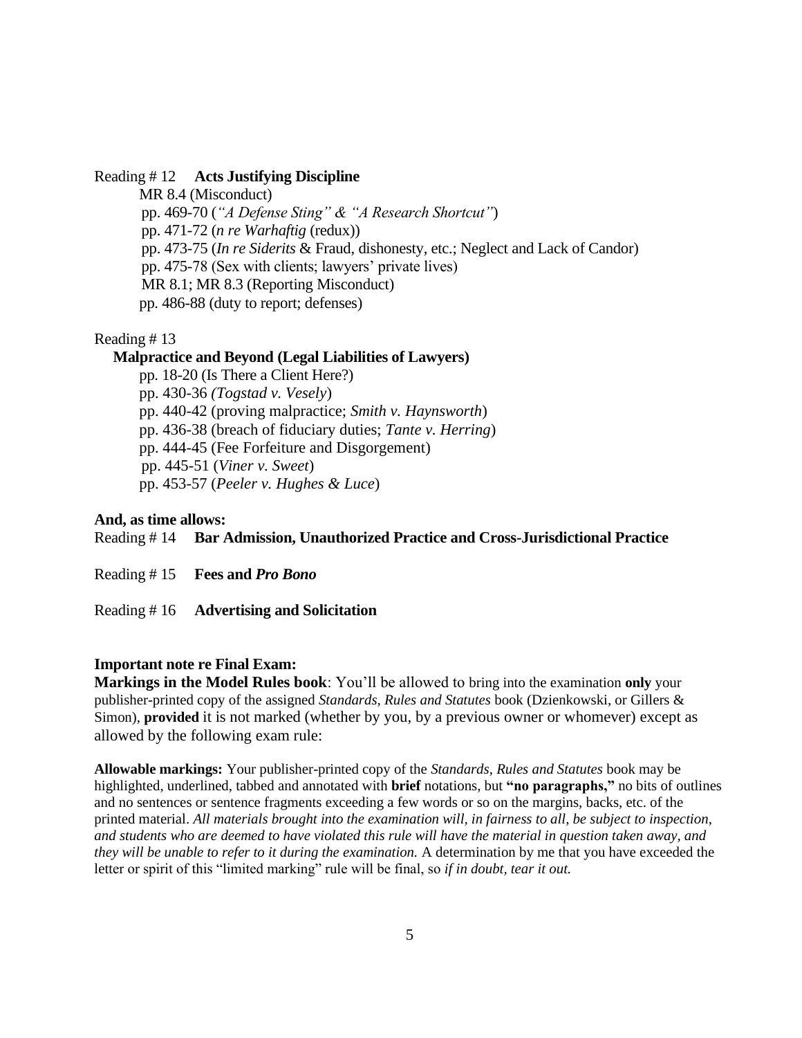Reading # 12 **Acts Justifying Discipline**

MR 8.4 (Misconduct)

pp. 469-70 (*"A Defense Sting" & "A Research Shortcut"*)

pp. 471-72 (*n re Warhaftig* (redux))

pp. 473-75 (*In re Siderits* & Fraud, dishonesty, etc.; Neglect and Lack of Candor)

pp. 475-78 (Sex with clients; lawyers' private lives)

MR 8.1; MR 8.3 (Reporting Misconduct)

pp. 486-88 (duty to report; defenses)

Reading # 13

**Malpractice and Beyond (Legal Liabilities of Lawyers)**

pp. 18-20 (Is There a Client Here?)

pp. 430-36 *(Togstad v. Vesely*)

pp. 440-42 (proving malpractice; *Smith v. Haynsworth*)

pp. 436-38 (breach of fiduciary duties; *Tante v. Herring*)

pp. 444-45 (Fee Forfeiture and Disgorgement)

pp. 445-51 (*Viner v. Sweet*)

pp. 453-57 (*Peeler v. Hughes & Luce*)

**And, as time allows:**

Reading # 14 **Bar Admission, Unauthorized Practice and Cross-Jurisdictional Practice**

Reading # 15 **Fees and *Pro Bono***

Reading # 16 **Advertising and Solicitation**

**Important note re Final Exam:**

**Markings in the Model Rules book**: You'll be allowed to bring into the examination **only** your publisher-printed copy of the assigned *Standards, Rules and Statutes* book (Dzienkowski, or Gillers & Simon), **provided** it is not marked (whether by you, by a previous owner or whomever) except as allowed by the following exam rule:

**Allowable markings:** Your publisher-printed copy of the *Standards, Rules and Statutes* book may be highlighted, underlined, tabbed and annotated with **brief** notations, but **"no paragraphs,"** no bits of outlines and no sentences or sentence fragments exceeding a few words or so on the margins, backs, etc. of the printed material. *All materials brought into the examination will, in fairness to all, be subject to inspection, and students who are deemed to have violated this rule will have the material in question taken away, and they will be unable to refer to it during the examination.* A determination by me that you have exceeded the letter or spirit of this "limited marking" rule will be final, so *if in doubt, tear it out.*